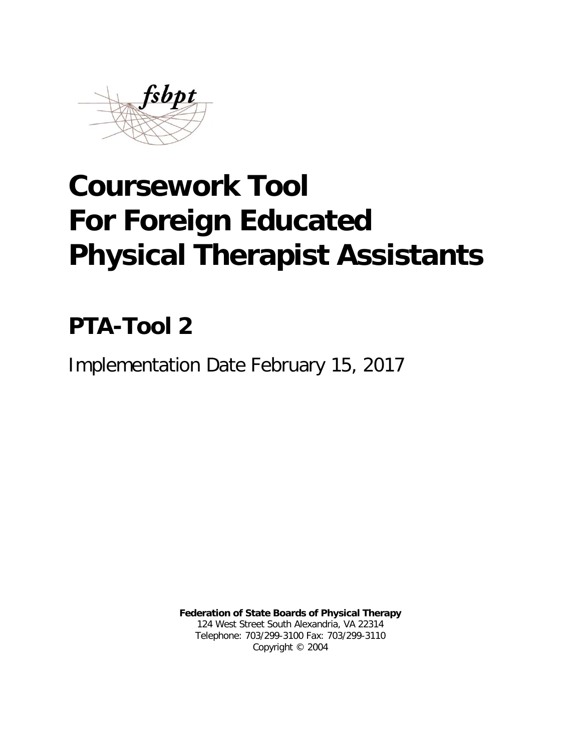fsbpt

# Coursework Tool For Foreign Educated Physical Therapist Assistants

## PTA-Tool 2

Implementation Date February 15, 2017

**Federation of State Boards of Physical Therapy**
124 West Street South Alexandria, VA 22314
Telephone: 703/299-3100 Fax: 703/299-3110
Copyright © 2004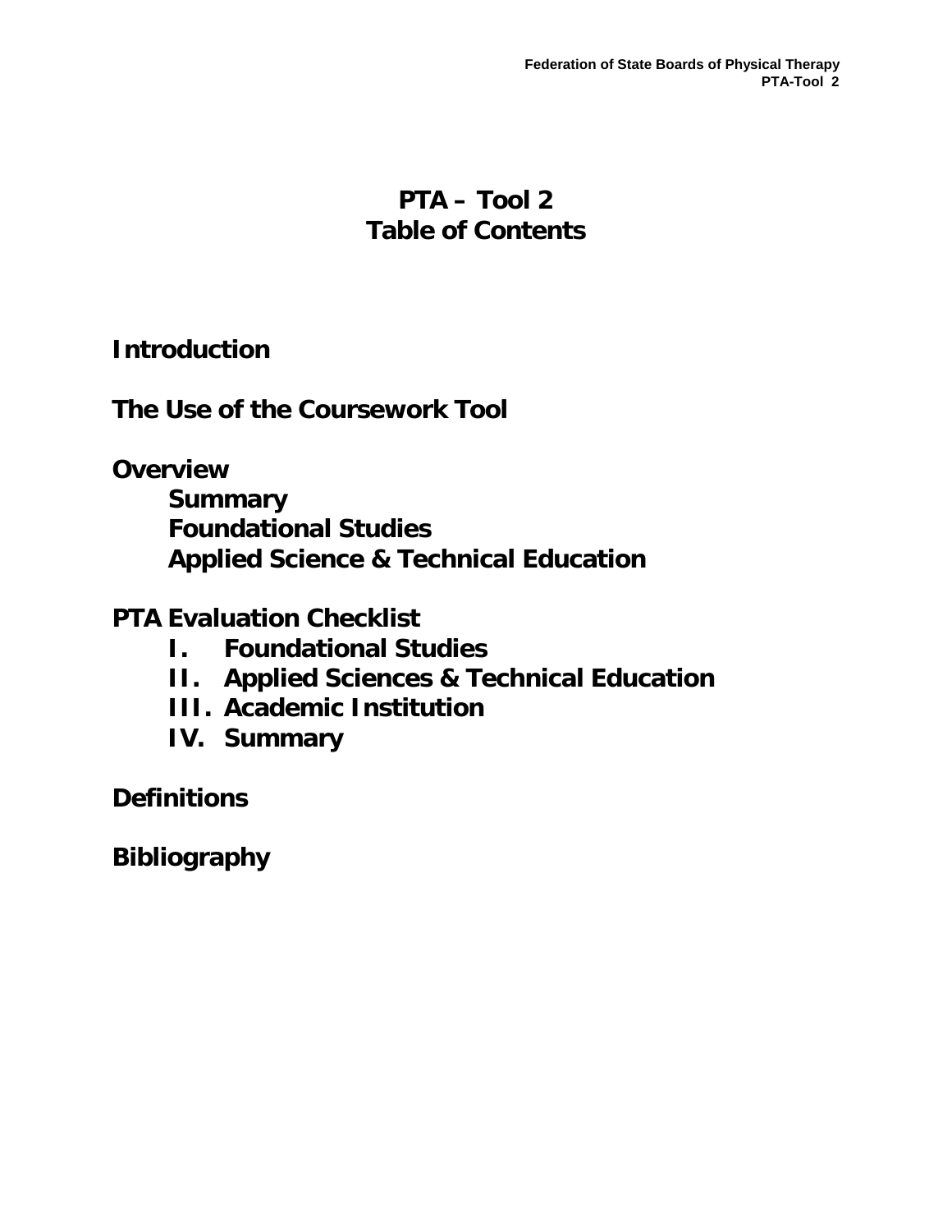# PTA – Tool 2
# Table of Contents

**Introduction**

**The Use of the Coursework Tool**

**Overview**
- **Summary**
- **Foundational Studies**
- **Applied Science & Technical Education**

**PTA Evaluation Checklist**
- **I. Foundational Studies**
- **II. Applied Sciences & Technical Education**
- **III. Academic Institution**
- **IV. Summary**

**Definitions**

**Bibliography**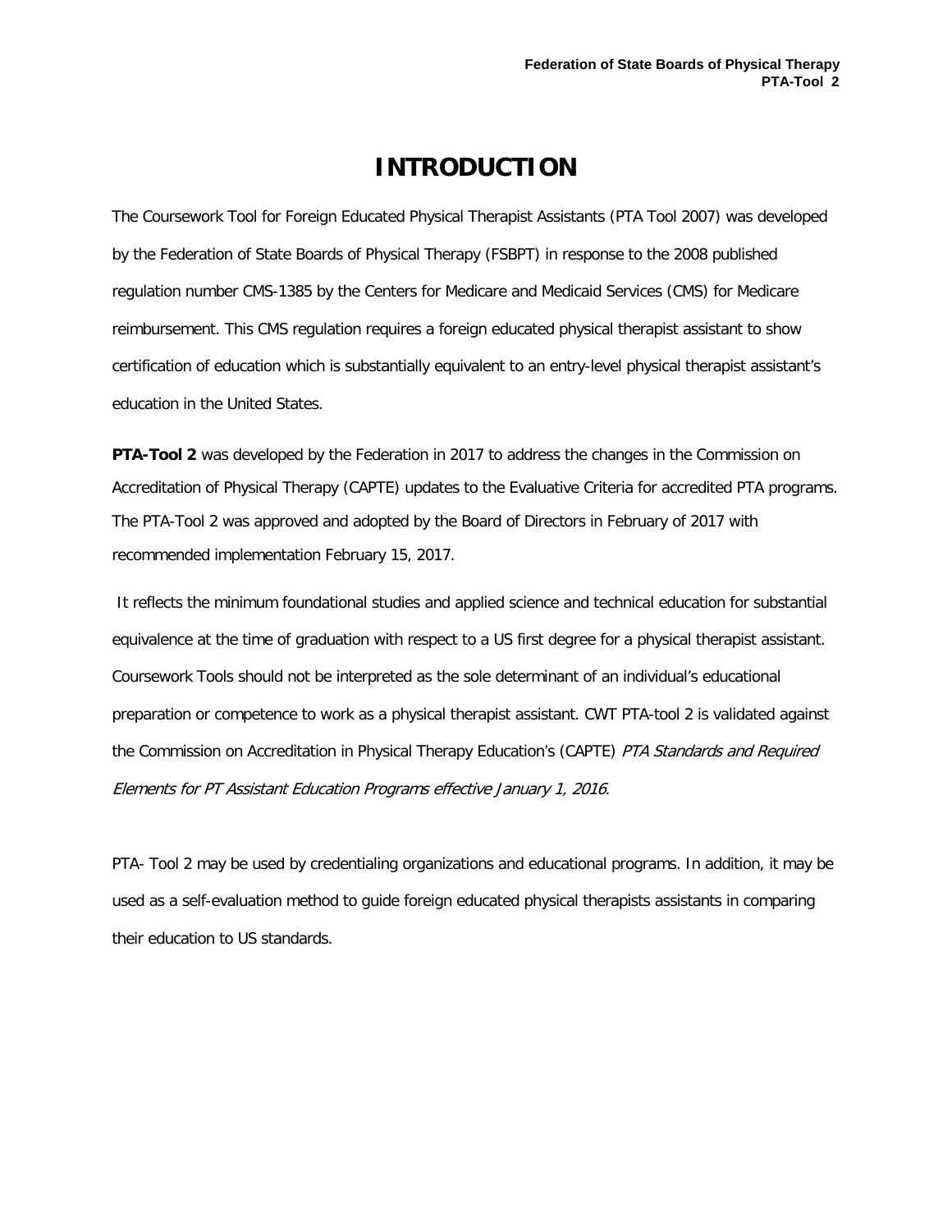# INTRODUCTION

The Coursework Tool for Foreign Educated Physical Therapist Assistants (PTA Tool 2007) was developed by the Federation of State Boards of Physical Therapy (FSBPT) in response to the 2008 published regulation number CMS-1385 by the Centers for Medicare and Medicaid Services (CMS) for Medicare reimbursement. This CMS regulation requires a foreign educated physical therapist assistant to show certification of education which is substantially equivalent to an entry-level physical therapist assistant's education in the United States.

**PTA-Tool 2** was developed by the Federation in 2017 to address the changes in the Commission on Accreditation of Physical Therapy (CAPTE) updates to the Evaluative Criteria for accredited PTA programs. The PTA-Tool 2 was approved and adopted by the Board of Directors in February of 2017 with recommended implementation February 15, 2017.

It reflects the minimum foundational studies and applied science and technical education for substantial equivalence at the time of graduation with respect to a US first degree for a physical therapist assistant. Coursework Tools should not be interpreted as the sole determinant of an individual's educational preparation or competence to work as a physical therapist assistant. CWT PTA-tool 2 is validated against the Commission on Accreditation in Physical Therapy Education's (CAPTE) *PTA Standards and Required Elements for PT Assistant Education Programs effective January 1, 2016*.

PTA- Tool 2 may be used by credentialing organizations and educational programs. In addition, it may be used as a self-evaluation method to guide foreign educated physical therapists assistants in comparing their education to US standards.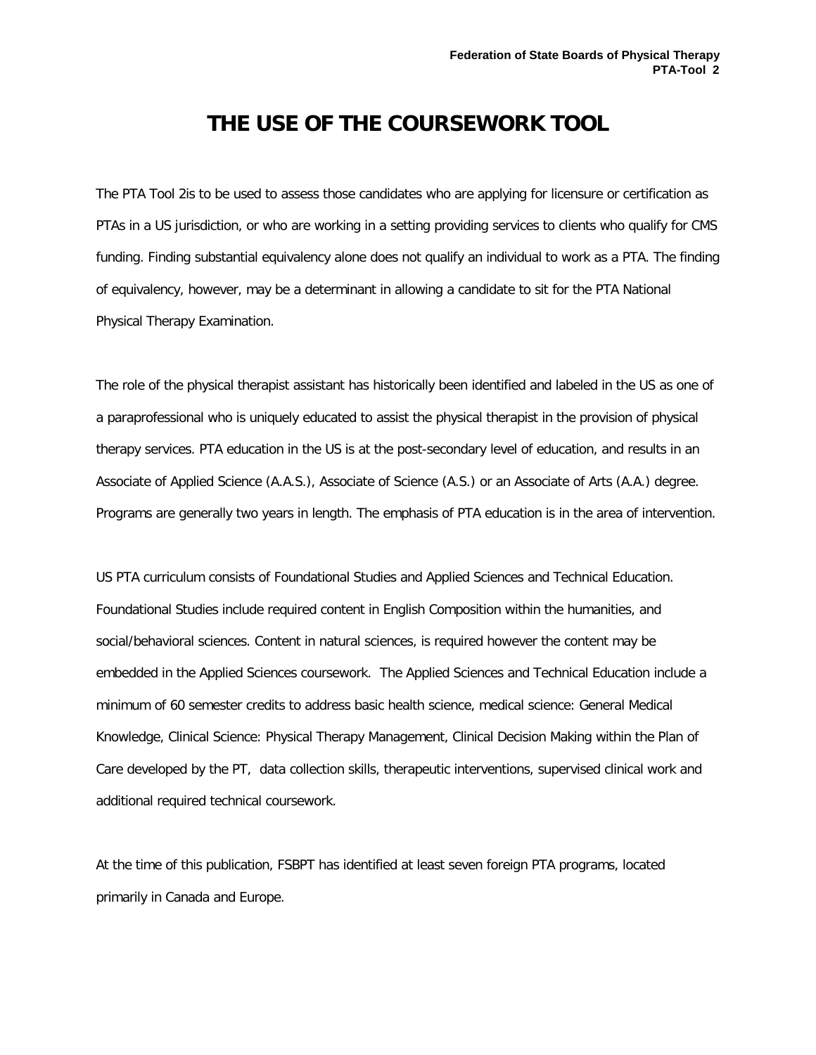# THE USE OF THE COURSEWORK TOOL

The PTA Tool 2is to be used to assess those candidates who are applying for licensure or certification as PTAs in a US jurisdiction, or who are working in a setting providing services to clients who qualify for CMS funding. Finding substantial equivalency alone does not qualify an individual to work as a PTA. The finding of equivalency, however, may be a determinant in allowing a candidate to sit for the PTA National Physical Therapy Examination.

The role of the physical therapist assistant has historically been identified and labeled in the US as one of a paraprofessional who is uniquely educated to assist the physical therapist in the provision of physical therapy services. PTA education in the US is at the post-secondary level of education, and results in an Associate of Applied Science (A.A.S.), Associate of Science (A.S.) or an Associate of Arts (A.A.) degree. Programs are generally two years in length. The emphasis of PTA education is in the area of intervention.

US PTA curriculum consists of Foundational Studies and Applied Sciences and Technical Education. Foundational Studies include required content in English Composition within the humanities, and social/behavioral sciences. Content in natural sciences, is required however the content may be embedded in the Applied Sciences coursework. The Applied Sciences and Technical Education include a minimum of 60 semester credits to address basic health science, medical science: General Medical Knowledge, Clinical Science: Physical Therapy Management, Clinical Decision Making within the Plan of Care developed by the PT, data collection skills, therapeutic interventions, supervised clinical work and additional required technical coursework.

At the time of this publication, FSBPT has identified at least seven foreign PTA programs, located primarily in Canada and Europe.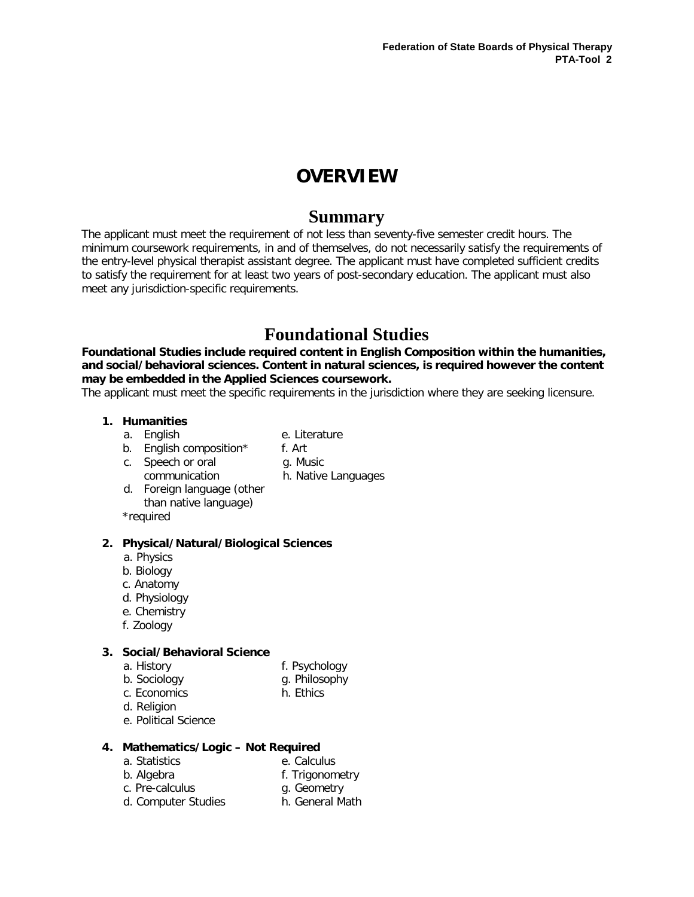# OVERVIEW

## Summary

The applicant must meet the requirement of not less than seventy-five semester credit hours. The minimum coursework requirements, in and of themselves, do not necessarily satisfy the requirements of the entry-level physical therapist assistant degree. The applicant must have completed sufficient credits to satisfy the requirement for at least two years of post-secondary education. The applicant must also meet any jurisdiction-specific requirements.

## Foundational Studies

**Foundational Studies include required content in English Composition within the humanities, and social/behavioral sciences. Content in natural sciences, is required however the content may be embedded in the Applied Sciences coursework.**

The applicant must meet the specific requirements in the jurisdiction where they are seeking licensure.

1. **Humanities**
   a. English
   b. English composition*
   c. Speech or oral communication
   d. Foreign language (other than native language)
   e. Literature
   f. Art
   g. Music
   h. Native Languages

   *required

2. **Physical/Natural/Biological Sciences**
   a. Physics
   b. Biology
   c. Anatomy
   d. Physiology
   e. Chemistry
   f. Zoology

3. **Social/Behavioral Science**
   a. History
   b. Sociology
   c. Economics
   d. Religion
   e. Political Science
   f. Psychology
   g. Philosophy
   h. Ethics

4. **Mathematics/Logic – Not Required**
   a. Statistics
   b. Algebra
   c. Pre-calculus
   d. Computer Studies
   e. Calculus
   f. Trigonometry
   g. Geometry
   h. General Math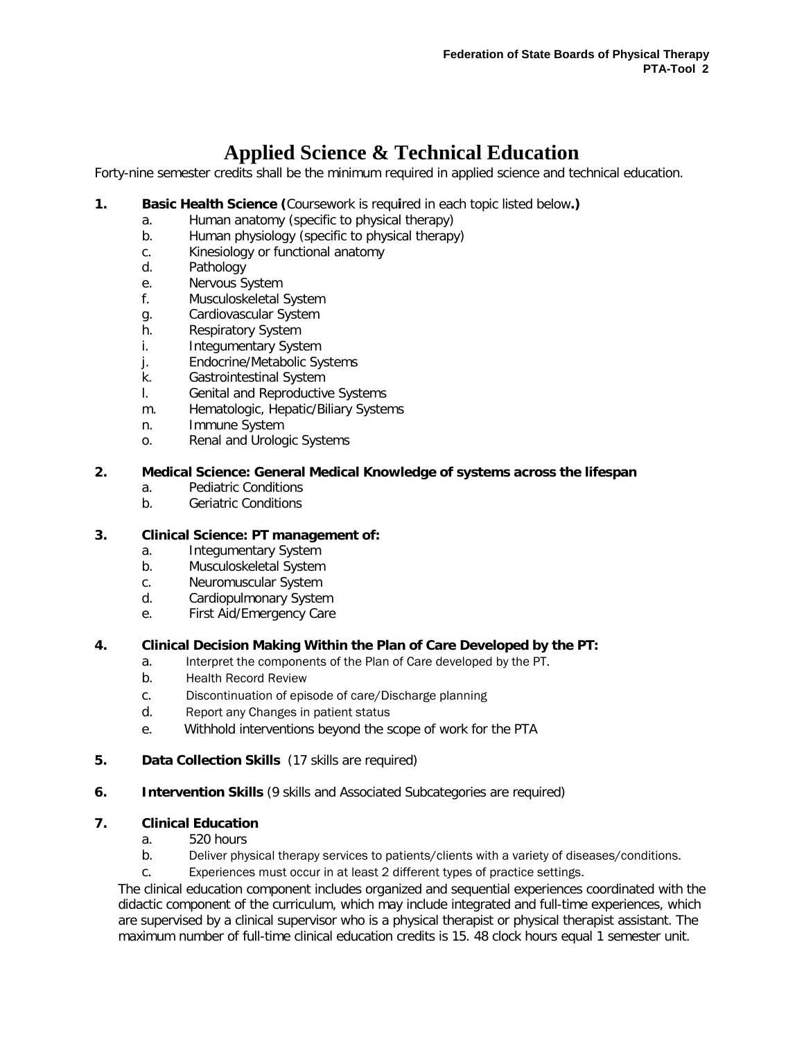# Applied Science & Technical Education

Forty-nine semester credits shall be the minimum required in applied science and technical education.

1. **Basic Health Science (**Coursework is required in each topic listed below**.)**
   a. Human anatomy (specific to physical therapy)
   b. Human physiology (specific to physical therapy)
   c. Kinesiology or functional anatomy
   d. Pathology
   e. Nervous System
   f. Musculoskeletal System
   g. Cardiovascular System
   h. Respiratory System
   i. Integumentary System
   j. Endocrine/Metabolic Systems
   k. Gastrointestinal System
   l. Genital and Reproductive Systems
   m. Hematologic, Hepatic/Biliary Systems
   n. Immune System
   o. Renal and Urologic Systems

2. **Medical Science: General Medical Knowledge of systems across the lifespan**
   a. Pediatric Conditions
   b. Geriatric Conditions

3. **Clinical Science: PT management of:**
   a. Integumentary System
   b. Musculoskeletal System
   c. Neuromuscular System
   d. Cardiopulmonary System
   e. First Aid/Emergency Care

4. **Clinical Decision Making Within the Plan of Care Developed by the PT:**
   a. Interpret the components of the Plan of Care developed by the PT.
   b. Health Record Review
   c. Discontinuation of episode of care/Discharge planning
   d. Report any Changes in patient status
   e. Withhold interventions beyond the scope of work for the PTA

5. **Data Collection Skills** (17 skills are required)

6. **Intervention Skills** (9 skills and Associated Subcategories are required)

7. **Clinical Education**
   a. 520 hours
   b. Deliver physical therapy services to patients/clients with a variety of diseases/conditions.
   c. Experiences must occur in at least 2 different types of practice settings.

The clinical education component includes organized and sequential experiences coordinated with the didactic component of the curriculum, which may include integrated and full-time experiences, which are supervised by a clinical supervisor who is a physical therapist or physical therapist assistant. The maximum number of full-time clinical education credits is 15. 48 clock hours equal 1 semester unit.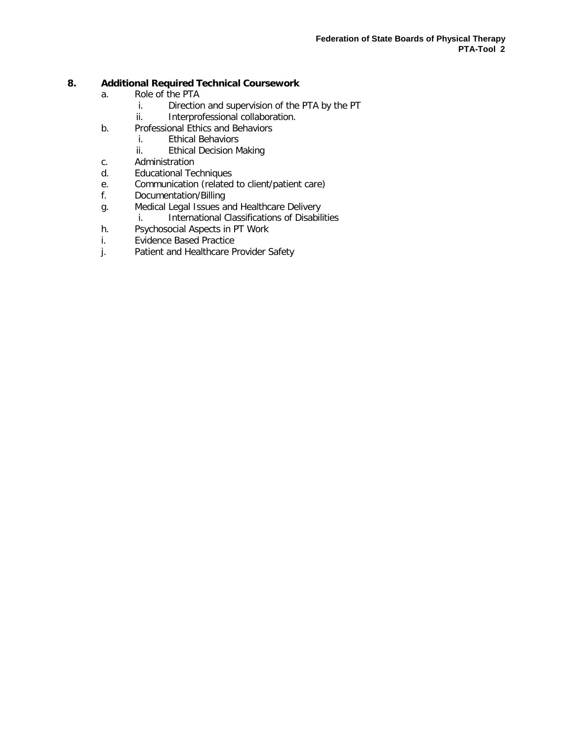## 8. Additional Required Technical Coursework

a. Role of the PTA
   i. Direction and supervision of the PTA by the PT
   ii. Interprofessional collaboration.

b. Professional Ethics and Behaviors
   i. Ethical Behaviors
   ii. Ethical Decision Making

c. Administration

d. Educational Techniques

e. Communication (related to client/patient care)

f. Documentation/Billing

g. Medical Legal Issues and Healthcare Delivery
   i. International Classifications of Disabilities

h. Psychosocial Aspects in PT Work

i. Evidence Based Practice

j. Patient and Healthcare Provider Safety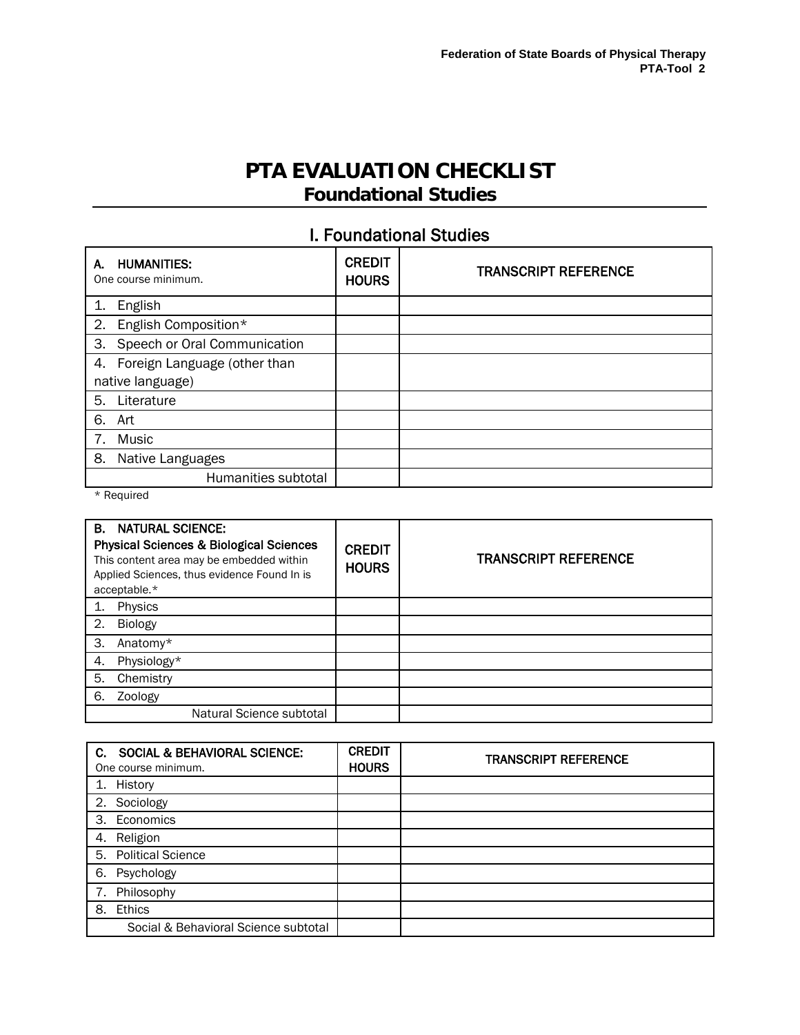# PTA EVALUATION CHECKLIST

## Foundational Studies

## I. Foundational Studies

| A. HUMANITIES:<br>One course minimum. | CREDIT HOURS | TRANSCRIPT REFERENCE |
|---|---|---|
| 1. English | | |
| 2. English Composition* | | |
| 3. Speech or Oral Communication | | |
| 4. Foreign Language (other than native language) | | |
| 5. Literature | | |
| 6. Art | | |
| 7. Music | | |
| 8. Native Languages | | |
| Humanities subtotal | | |

\* Required

| B. NATURAL SCIENCE:<br>Physical Sciences & Biological Sciences<br>This content area may be embedded within Applied Sciences, thus evidence Found In is acceptable.* | CREDIT HOURS | TRANSCRIPT REFERENCE |
|---|---|---|
| 1. Physics | | |
| 2. Biology | | |
| 3. Anatomy* | | |
| 4. Physiology* | | |
| 5. Chemistry | | |
| 6. Zoology | | |
| Natural Science subtotal | | |

| C. SOCIAL & BEHAVIORAL SCIENCE:<br>One course minimum. | CREDIT HOURS | TRANSCRIPT REFERENCE |
|---|---|---|
| 1. History | | |
| 2. Sociology | | |
| 3. Economics | | |
| 4. Religion | | |
| 5. Political Science | | |
| 6. Psychology | | |
| 7. Philosophy | | |
| 8. Ethics | | |
| Social & Behavioral Science subtotal | | |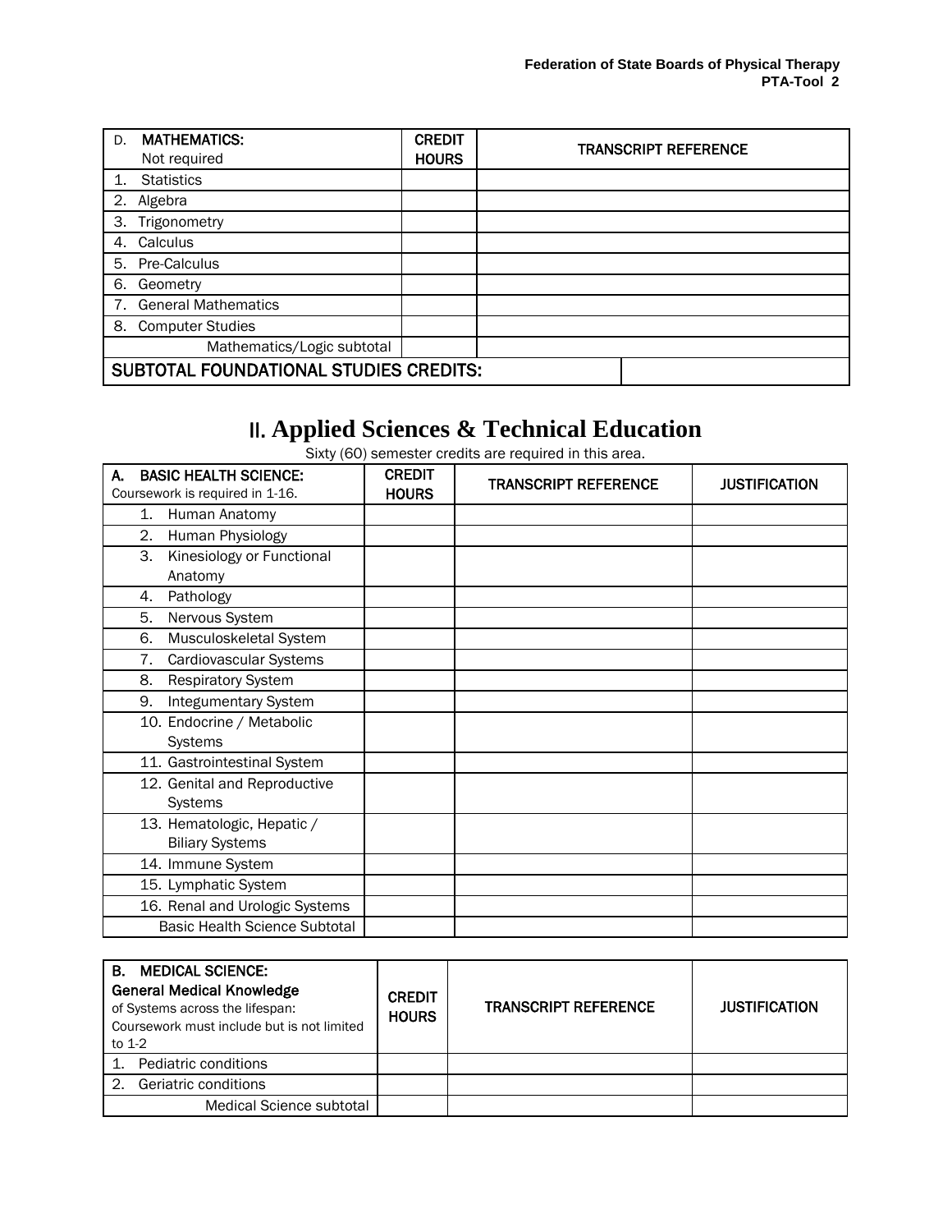| D. **MATHEMATICS:** Not required | **CREDIT HOURS** | **TRANSCRIPT REFERENCE** |
|---|---|---|
| 1. Statistics | | |
| 2. Algebra | | |
| 3. Trigonometry | | |
| 4. Calculus | | |
| 5. Pre-Calculus | | |
| 6. Geometry | | |
| 7. General Mathematics | | |
| 8. Computer Studies | | |
| Mathematics/Logic subtotal | | |
| **SUBTOTAL FOUNDATIONAL STUDIES CREDITS:** | | |

# II. Applied Sciences & Technical Education

Sixty (60) semester credits are required in this area.

| **A. BASIC HEALTH SCIENCE:** Coursework is required in 1-16. | **CREDIT HOURS** | **TRANSCRIPT REFERENCE** | **JUSTIFICATION** |
|---|---|---|---|
| 1. Human Anatomy | | | |
| 2. Human Physiology | | | |
| 3. Kinesiology or Functional Anatomy | | | |
| 4. Pathology | | | |
| 5. Nervous System | | | |
| 6. Musculoskeletal System | | | |
| 7. Cardiovascular Systems | | | |
| 8. Respiratory System | | | |
| 9. Integumentary System | | | |
| 10. Endocrine / Metabolic Systems | | | |
| 11. Gastrointestinal System | | | |
| 12. Genital and Reproductive Systems | | | |
| 13. Hematologic, Hepatic / Biliary Systems | | | |
| 14. Immune System | | | |
| 15. Lymphatic System | | | |
| 16. Renal and Urologic Systems | | | |
| Basic Health Science Subtotal | | | |

| **B. MEDICAL SCIENCE:** **General Medical Knowledge** of Systems across the lifespan: Coursework must include but is not limited to 1-2 | **CREDIT HOURS** | **TRANSCRIPT REFERENCE** | **JUSTIFICATION** |
|---|---|---|---|
| 1. Pediatric conditions | | | |
| 2. Geriatric conditions | | | |
| Medical Science subtotal | | | |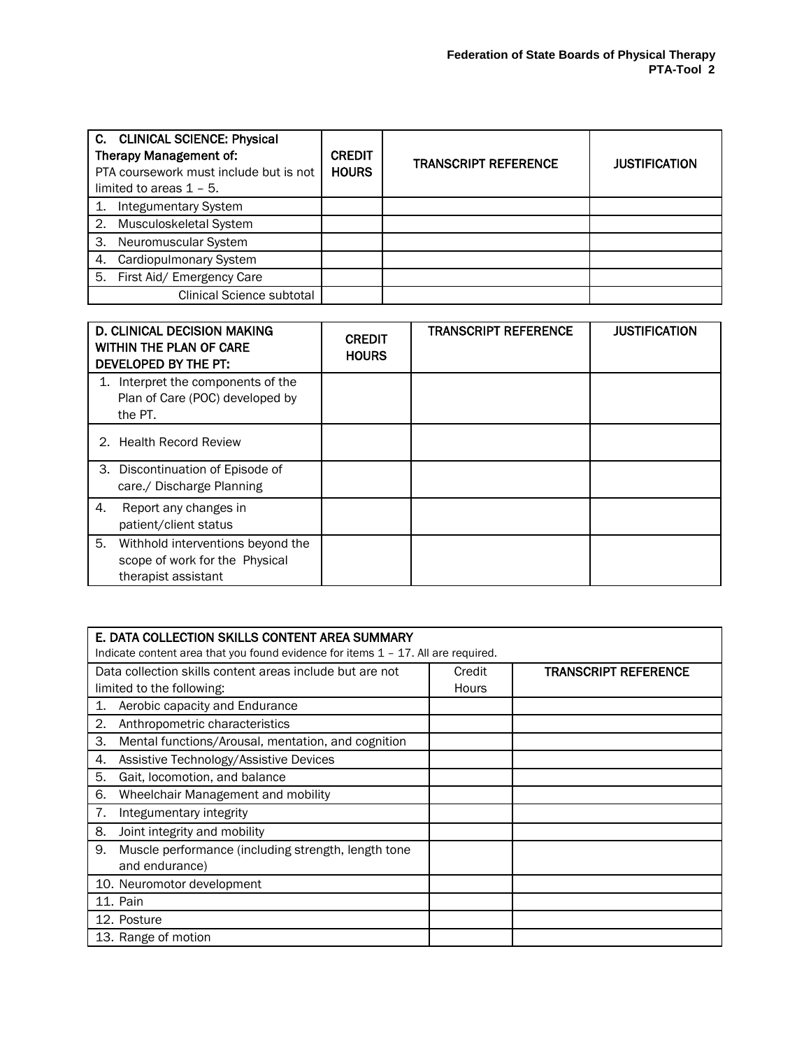| **C. CLINICAL SCIENCE: Physical Therapy Management of:** PTA coursework must include but is not limited to areas 1 – 5. | **CREDIT HOURS** | **TRANSCRIPT REFERENCE** | **JUSTIFICATION** |
|---|---|---|---|
| 1. Integumentary System | | | |
| 2. Musculoskeletal System | | | |
| 3. Neuromuscular System | | | |
| 4. Cardiopulmonary System | | | |
| 5. First Aid/ Emergency Care | | | |
| Clinical Science subtotal | | | |

| **D. CLINICAL DECISION MAKING WITHIN THE PLAN OF CARE DEVELOPED BY THE PT:** | **CREDIT HOURS** | **TRANSCRIPT REFERENCE** | **JUSTIFICATION** |
|---|---|---|---|
| 1. Interpret the components of the Plan of Care (POC) developed by the PT. | | | |
| 2. Health Record Review | | | |
| 3. Discontinuation of Episode of care./ Discharge Planning | | | |
| 4. Report any changes in patient/client status | | | |
| 5. Withhold interventions beyond the scope of work for the Physical therapist assistant | | | |

| **E. DATA COLLECTION SKILLS CONTENT AREA SUMMARY** Indicate content area that you found evidence for items 1 – 17. All are required. | | |
|---|---|---|
| Data collection skills content areas include but are not limited to the following: | Credit Hours | **TRANSCRIPT REFERENCE** |
| 1. Aerobic capacity and Endurance | | |
| 2. Anthropometric characteristics | | |
| 3. Mental functions/Arousal, mentation, and cognition | | |
| 4. Assistive Technology/Assistive Devices | | |
| 5. Gait, locomotion, and balance | | |
| 6. Wheelchair Management and mobility | | |
| 7. Integumentary integrity | | |
| 8. Joint integrity and mobility | | |
| 9. Muscle performance (including strength, length tone and endurance) | | |
| 10. Neuromotor development | | |
| 11. Pain | | |
| 12. Posture | | |
| 13. Range of motion | | |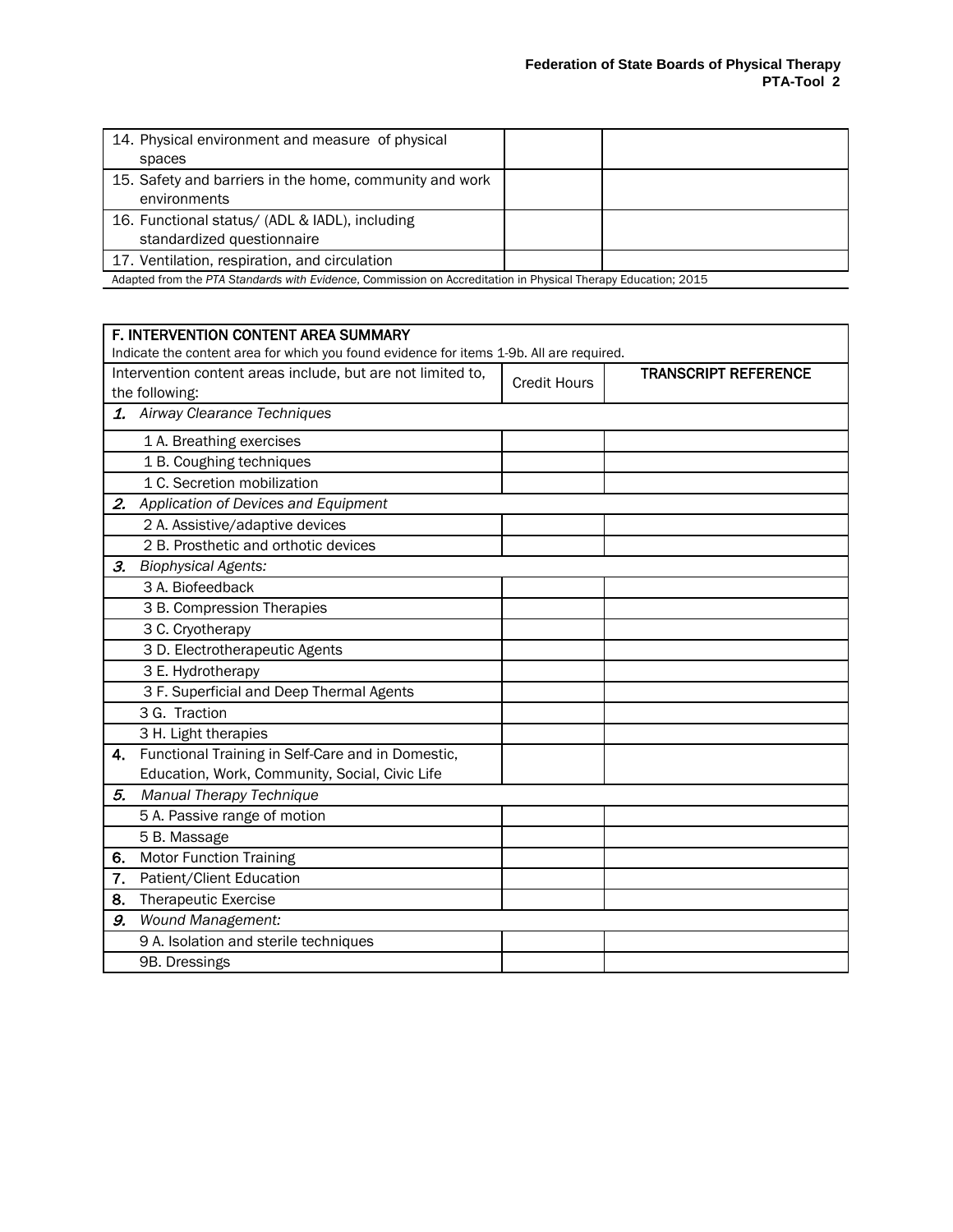| | | |
|---|---|---|
| 14. Physical environment and measure of physical spaces | | |
| 15. Safety and barriers in the home, community and work environments | | |
| 16. Functional status/ (ADL & IADL), including standardized questionnaire | | |
| 17. Ventilation, respiration, and circulation | | |

Adapted from the *PTA Standards with Evidence*, Commission on Accreditation in Physical Therapy Education; 2015

| **F. INTERVENTION CONTENT AREA SUMMARY**<br>Indicate the content area for which you found evidence for items 1-9b. All are required. | | |
|---|---|---|
| Intervention content areas include, but are not limited to, the following: | Credit Hours | **TRANSCRIPT REFERENCE** |
| ***1.*** *Airway Clearance Techniques* | | |
| 1 A. Breathing exercises | | |
| 1 B. Coughing techniques | | |
| 1 C. Secretion mobilization | | |
| ***2.*** *Application of Devices and Equipment* | | |
| 2 A. Assistive/adaptive devices | | |
| 2 B. Prosthetic and orthotic devices | | |
| ***3.*** *Biophysical Agents:* | | |
| 3 A. Biofeedback | | |
| 3 B. Compression Therapies | | |
| 3 C. Cryotherapy | | |
| 3 D. Electrotherapeutic Agents | | |
| 3 E. Hydrotherapy | | |
| 3 F. Superficial and Deep Thermal Agents | | |
| 3 G. Traction | | |
| 3 H. Light therapies | | |
| **4.** Functional Training in Self-Care and in Domestic, Education, Work, Community, Social, Civic Life | | |
| ***5.*** *Manual Therapy Technique* | | |
| 5 A. Passive range of motion | | |
| 5 B. Massage | | |
| **6.** Motor Function Training | | |
| **7.** Patient/Client Education | | |
| **8.** Therapeutic Exercise | | |
| ***9.*** *Wound Management:* | | |
| 9 A. Isolation and sterile techniques | | |
| 9B. Dressings | | |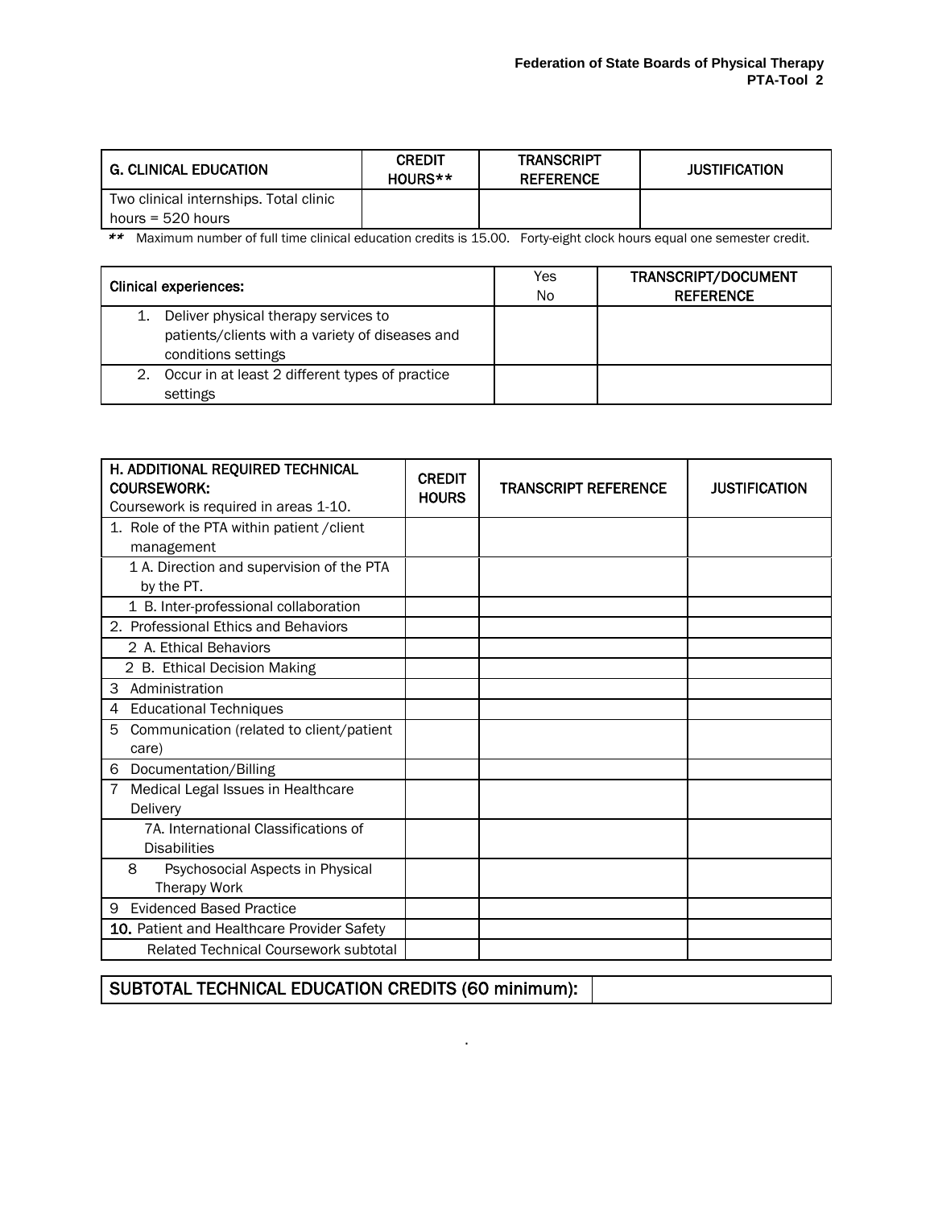| G. CLINICAL EDUCATION | CREDIT HOURS** | TRANSCRIPT REFERENCE | JUSTIFICATION |
|---|---|---|---|
| Two clinical internships. Total clinic hours = 520 hours | | | |

** Maximum number of full time clinical education credits is 15.00. Forty-eight clock hours equal one semester credit.

| Clinical experiences: | Yes No | TRANSCRIPT/DOCUMENT REFERENCE |
|---|---|---|
| 1. Deliver physical therapy services to patients/clients with a variety of diseases and conditions settings | | |
| 2. Occur in at least 2 different types of practice settings | | |

| H. ADDITIONAL REQUIRED TECHNICAL COURSEWORK: Coursework is required in areas 1-10. | CREDIT HOURS | TRANSCRIPT REFERENCE | JUSTIFICATION |
|---|---|---|---|
| 1. Role of the PTA within patient /client management | | | |
| 1 A. Direction and supervision of the PTA by the PT. | | | |
| 1 B. Inter-professional collaboration | | | |
| 2. Professional Ethics and Behaviors | | | |
| 2 A. Ethical Behaviors | | | |
| 2 B. Ethical Decision Making | | | |
| 3 Administration | | | |
| 4 Educational Techniques | | | |
| 5 Communication (related to client/patient care) | | | |
| 6 Documentation/Billing | | | |
| 7 Medical Legal Issues in Healthcare Delivery | | | |
| 7A. International Classifications of Disabilities | | | |
| 8 Psychosocial Aspects in Physical Therapy Work | | | |
| 9 Evidenced Based Practice | | | |
| **10.** Patient and Healthcare Provider Safety | | | |
| Related Technical Coursework subtotal | | | |

| SUBTOTAL TECHNICAL EDUCATION CREDITS (60 minimum): | |
|---|---|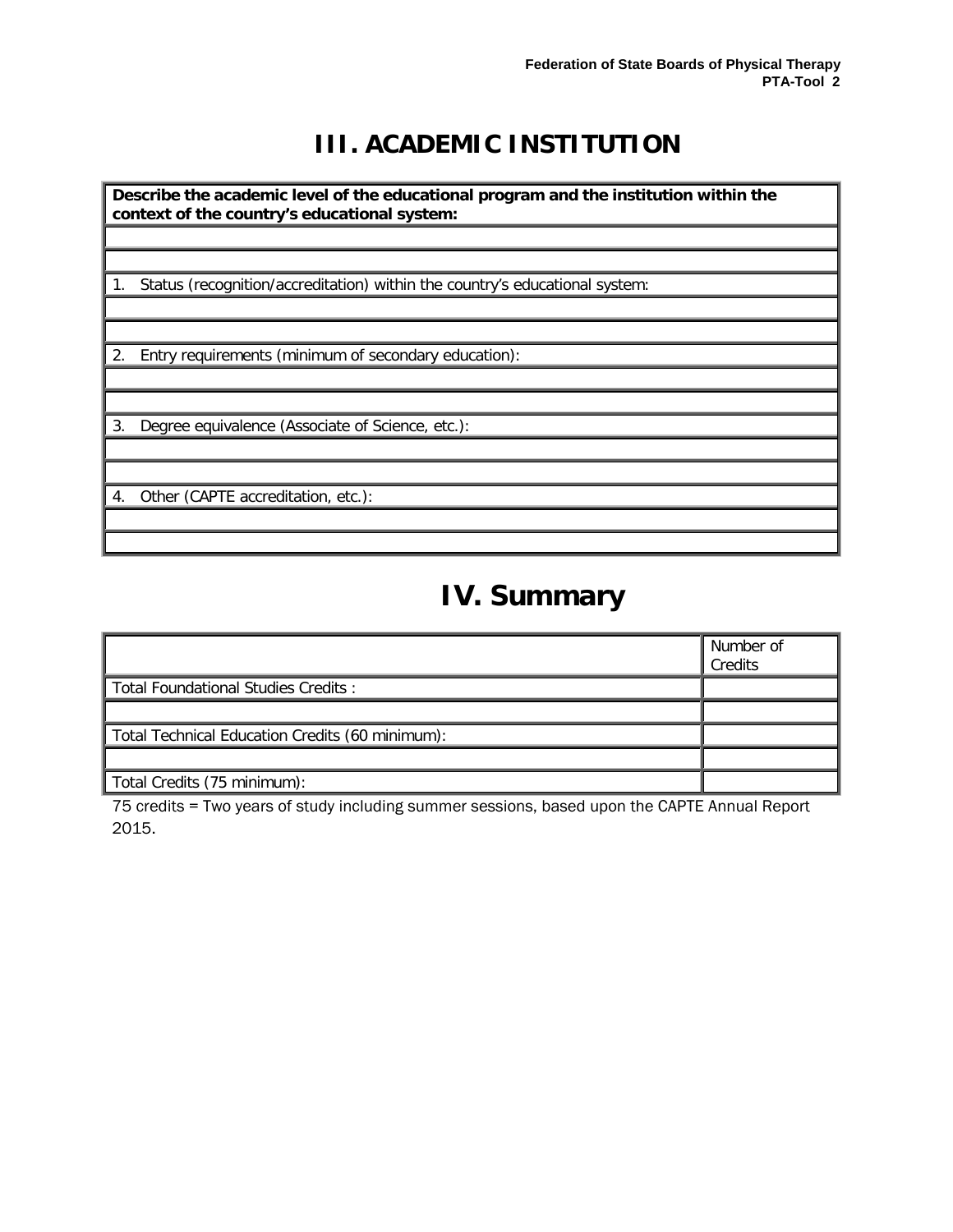# III. ACADEMIC INSTITUTION

| **Describe the academic level of the educational program and the institution within the context of the country's educational system:** |
|---|
| |
| |
| 1. Status (recognition/accreditation) within the country's educational system: |
| |
| |
| 2. Entry requirements (minimum of secondary education): |
| |
| |
| 3. Degree equivalence (Associate of Science, etc.): |
| |
| |
| 4. Other (CAPTE accreditation, etc.): |
| |
| |

# IV. Summary

| | Number of Credits |
|---|---|
| Total Foundational Studies Credits : | |
| | |
| Total Technical Education Credits (60 minimum): | |
| | |
| Total Credits (75 minimum): | |

75 credits = Two years of study including summer sessions, based upon the CAPTE Annual Report 2015.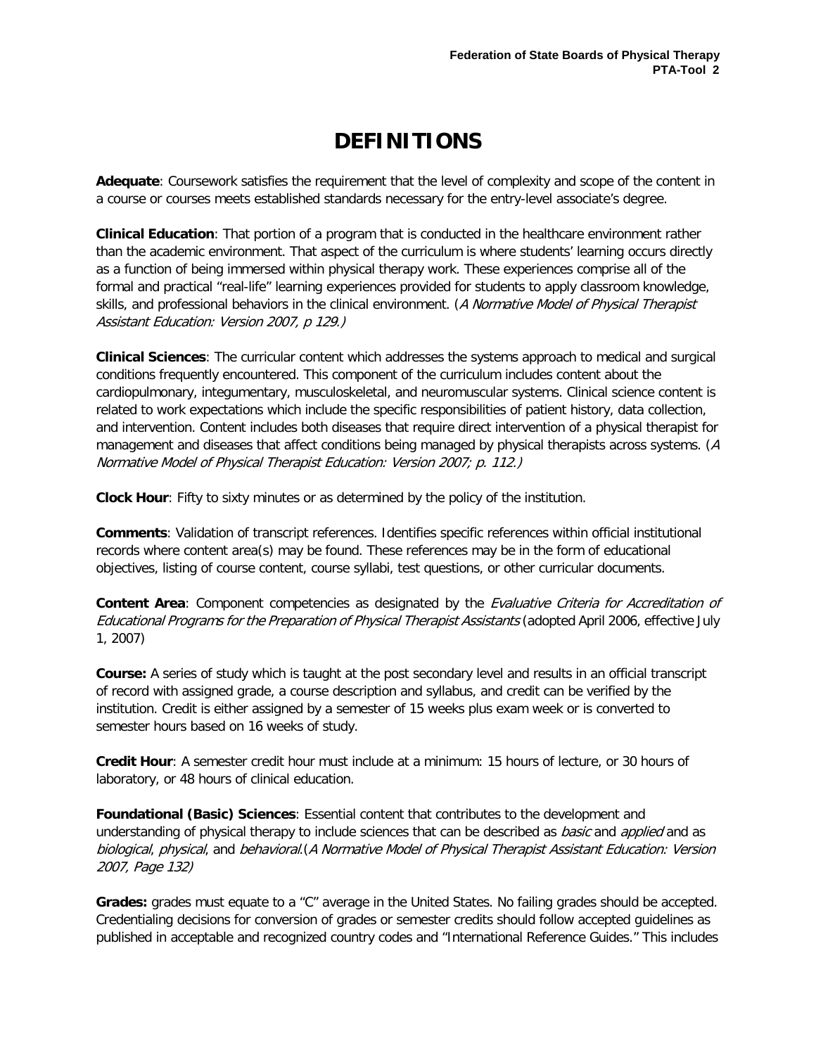# DEFINITIONS

**Adequate**: Coursework satisfies the requirement that the level of complexity and scope of the content in a course or courses meets established standards necessary for the entry-level associate's degree.

**Clinical Education**: That portion of a program that is conducted in the healthcare environment rather than the academic environment. That aspect of the curriculum is where students' learning occurs directly as a function of being immersed within physical therapy work. These experiences comprise all of the formal and practical "real-life" learning experiences provided for students to apply classroom knowledge, skills, and professional behaviors in the clinical environment. (*A Normative Model of Physical Therapist Assistant Education: Version 2007, p 129.)*

**Clinical Sciences**: The curricular content which addresses the systems approach to medical and surgical conditions frequently encountered. This component of the curriculum includes content about the cardiopulmonary, integumentary, musculoskeletal, and neuromuscular systems. Clinical science content is related to work expectations which include the specific responsibilities of patient history, data collection, and intervention. Content includes both diseases that require direct intervention of a physical therapist for management and diseases that affect conditions being managed by physical therapists across systems. (*A Normative Model of Physical Therapist Education: Version 2007; p. 112.)*

**Clock Hour**: Fifty to sixty minutes or as determined by the policy of the institution.

**Comments**: Validation of transcript references. Identifies specific references within official institutional records where content area(s) may be found. These references may be in the form of educational objectives, listing of course content, course syllabi, test questions, or other curricular documents.

**Content Area**: Component competencies as designated by the *Evaluative Criteria for Accreditation of Educational Programs for the Preparation of Physical Therapist Assistants* (adopted April 2006, effective July 1, 2007)

**Course:** A series of study which is taught at the post secondary level and results in an official transcript of record with assigned grade, a course description and syllabus, and credit can be verified by the institution. Credit is either assigned by a semester of 15 weeks plus exam week or is converted to semester hours based on 16 weeks of study.

**Credit Hour**: A semester credit hour must include at a minimum: 15 hours of lecture, or 30 hours of laboratory, or 48 hours of clinical education.

**Foundational (Basic) Sciences**: Essential content that contributes to the development and understanding of physical therapy to include sciences that can be described as *basic* and *applied* and as *biological*, *physical*, and *behavioral*.(*A Normative Model of Physical Therapist Assistant Education: Version 2007, Page 132)*

**Grades:** grades must equate to a "C" average in the United States. No failing grades should be accepted. Credentialing decisions for conversion of grades or semester credits should follow accepted guidelines as published in acceptable and recognized country codes and "International Reference Guides." This includes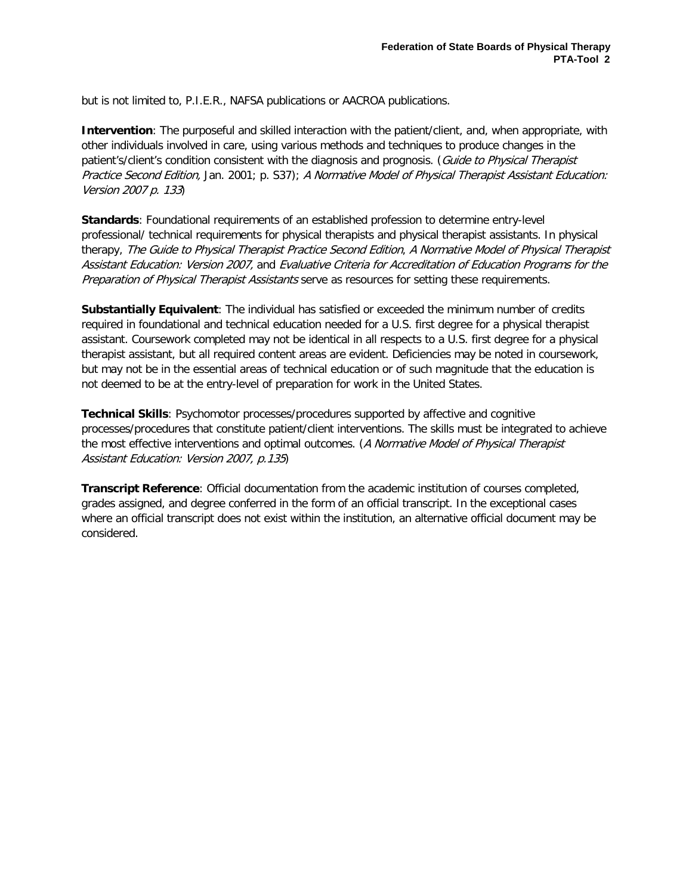but is not limited to, P.I.E.R., NAFSA publications or AACROA publications.

**Intervention**: The purposeful and skilled interaction with the patient/client, and, when appropriate, with other individuals involved in care, using various methods and techniques to produce changes in the patient's/client's condition consistent with the diagnosis and prognosis. (*Guide to Physical Therapist Practice Second Edition,* Jan. 2001; p. S37); *A Normative Model of Physical Therapist Assistant Education: Version 2007 p. 133*)

**Standards**: Foundational requirements of an established profession to determine entry-level professional/ technical requirements for physical therapists and physical therapist assistants. In physical therapy, *The Guide to Physical Therapist Practice Second Edition*, *A Normative Model of Physical Therapist Assistant Education: Version 2007,* and *Evaluative Criteria for Accreditation of Education Programs for the Preparation of Physical Therapist Assistants* serve as resources for setting these requirements.

**Substantially Equivalent**: The individual has satisfied or exceeded the minimum number of credits required in foundational and technical education needed for a U.S. first degree for a physical therapist assistant. Coursework completed may not be identical in all respects to a U.S. first degree for a physical therapist assistant, but all required content areas are evident. Deficiencies may be noted in coursework, but may not be in the essential areas of technical education or of such magnitude that the education is not deemed to be at the entry-level of preparation for work in the United States.

**Technical Skills**: Psychomotor processes/procedures supported by affective and cognitive processes/procedures that constitute patient/client interventions. The skills must be integrated to achieve the most effective interventions and optimal outcomes. (*A Normative Model of Physical Therapist Assistant Education: Version 2007, p.135*)

**Transcript Reference**: Official documentation from the academic institution of courses completed, grades assigned, and degree conferred in the form of an official transcript. In the exceptional cases where an official transcript does not exist within the institution, an alternative official document may be considered.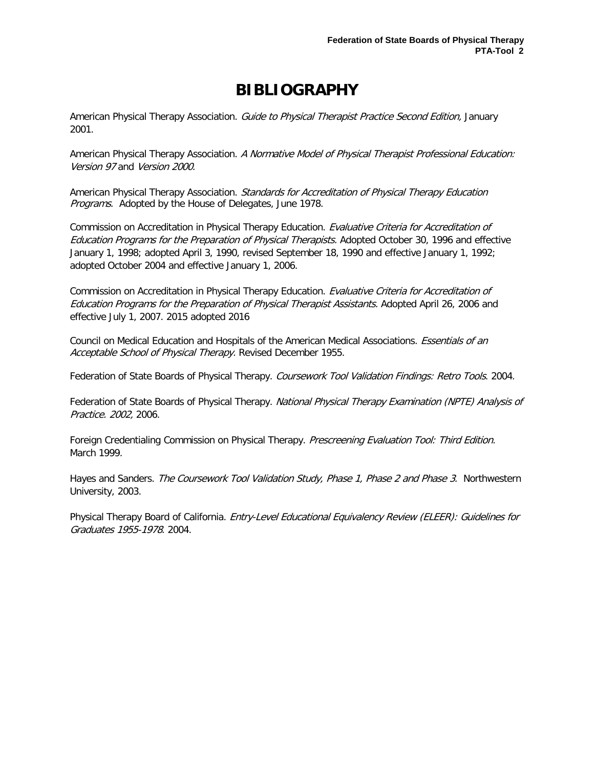# BIBLIOGRAPHY

American Physical Therapy Association. *Guide to Physical Therapist Practice Second Edition,* January 2001.

American Physical Therapy Association. *A Normative Model of Physical Therapist Professional Education: Version 97* and *Version 2000.*

American Physical Therapy Association. *Standards for Accreditation of Physical Therapy Education Programs.* Adopted by the House of Delegates, June 1978.

Commission on Accreditation in Physical Therapy Education. *Evaluative Criteria for Accreditation of Education Programs for the Preparation of Physical Therapists.* Adopted October 30, 1996 and effective January 1, 1998; adopted April 3, 1990, revised September 18, 1990 and effective January 1, 1992; adopted October 2004 and effective January 1, 2006.

Commission on Accreditation in Physical Therapy Education. *Evaluative Criteria for Accreditation of Education Programs for the Preparation of Physical Therapist Assistants.* Adopted April 26, 2006 and effective July 1, 2007. 2015 adopted 2016

Council on Medical Education and Hospitals of the American Medical Associations. *Essentials of an Acceptable School of Physical Therapy.* Revised December 1955.

Federation of State Boards of Physical Therapy. *Coursework Tool Validation Findings: Retro Tools.* 2004.

Federation of State Boards of Physical Therapy. *National Physical Therapy Examination (NPTE) Analysis of Practice. 2002,* 2006.

Foreign Credentialing Commission on Physical Therapy. *Prescreening Evaluation Tool: Third Edition.* March 1999.

Hayes and Sanders. *The Coursework Tool Validation Study, Phase 1, Phase 2 and Phase 3.* Northwestern University, 2003.

Physical Therapy Board of California. *Entry-Level Educational Equivalency Review (ELEER): Guidelines for Graduates 1955-1978.* 2004.